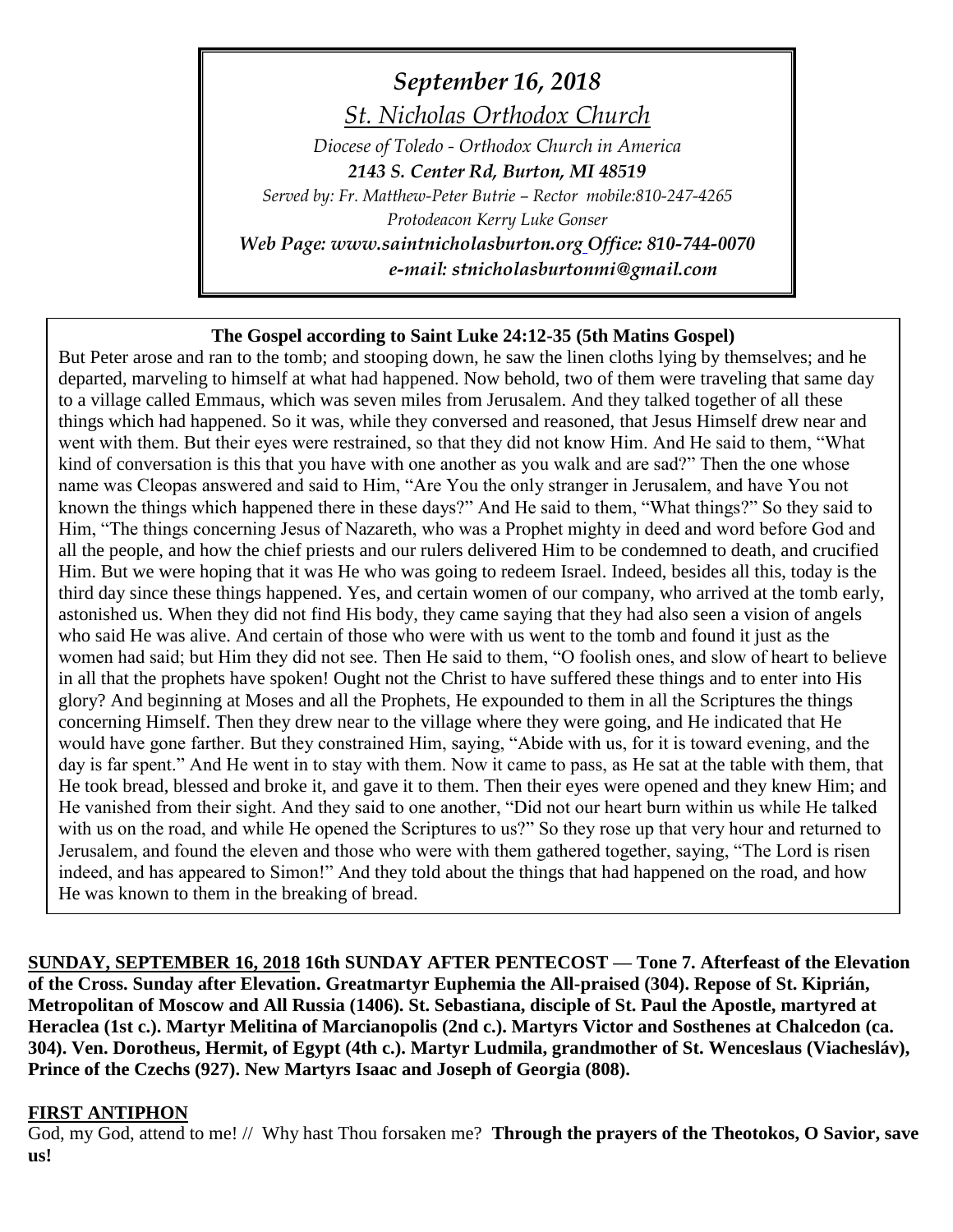*September 16, 2018*

*St. Nicholas Orthodox Church*

*Diocese of Toledo - Orthodox Church in America*

***2143 S. Center Rd, Burton, MI 48519***

*Served by: Fr. Matthew-Peter Butrie – Rector mobile:810-247-4265*

*Protodeacon Kerry Luke Gonser*

***Web Page: www.saintnicholasburton.org Office: 810-744-0070***

***e-mail: stnicholasburtonmi@gmail.com***

**The Gospel according to Saint Luke 24:12-35 (5th Matins Gospel)**

But Peter arose and ran to the tomb; and stooping down, he saw the linen cloths lying by themselves; and he departed, marveling to himself at what had happened. Now behold, two of them were traveling that same day to a village called Emmaus, which was seven miles from Jerusalem. And they talked together of all these things which had happened. So it was, while they conversed and reasoned, that Jesus Himself drew near and went with them. But their eyes were restrained, so that they did not know Him. And He said to them, "What kind of conversation is this that you have with one another as you walk and are sad?" Then the one whose name was Cleopas answered and said to Him, "Are You the only stranger in Jerusalem, and have You not known the things which happened there in these days?" And He said to them, "What things?" So they said to Him, "The things concerning Jesus of Nazareth, who was a Prophet mighty in deed and word before God and all the people, and how the chief priests and our rulers delivered Him to be condemned to death, and crucified Him. But we were hoping that it was He who was going to redeem Israel. Indeed, besides all this, today is the third day since these things happened. Yes, and certain women of our company, who arrived at the tomb early, astonished us. When they did not find His body, they came saying that they had also seen a vision of angels who said He was alive. And certain of those who were with us went to the tomb and found it just as the women had said; but Him they did not see. Then He said to them, "O foolish ones, and slow of heart to believe in all that the prophets have spoken! Ought not the Christ to have suffered these things and to enter into His glory? And beginning at Moses and all the Prophets, He expounded to them in all the Scriptures the things concerning Himself. Then they drew near to the village where they were going, and He indicated that He would have gone farther. But they constrained Him, saying, "Abide with us, for it is toward evening, and the day is far spent." And He went in to stay with them. Now it came to pass, as He sat at the table with them, that He took bread, blessed and broke it, and gave it to them. Then their eyes were opened and they knew Him; and He vanished from their sight. And they said to one another, "Did not our heart burn within us while He talked with us on the road, and while He opened the Scriptures to us?" So they rose up that very hour and returned to Jerusalem, and found the eleven and those who were with them gathered together, saying, "The Lord is risen indeed, and has appeared to Simon!" And they told about the things that had happened on the road, and how He was known to them in the breaking of bread.

**SUNDAY, SEPTEMBER 16, 2018 16th SUNDAY AFTER PENTECOST — Tone 7. Afterfeast of the Elevation of the Cross. Sunday after Elevation. Greatmartyr Euphemia the All-praised (304). Repose of St. Kiprián, Metropolitan of Moscow and All Russia (1406). St. Sebastiana, disciple of St. Paul the Apostle, martyred at Heraclea (1st c.). Martyr Melitina of Marcianopolis (2nd c.). Martyrs Victor and Sosthenes at Chalcedon (ca. 304). Ven. Dorotheus, Hermit, of Egypt (4th c.). Martyr Ludmila, grandmother of St. Wenceslaus (Viacheslàv), Prince of the Czechs (927). New Martyrs Isaac and Joseph of Georgia (808).**

**FIRST ANTIPHON**

God, my God, attend to me! // Why hast Thou forsaken me? **Through the prayers of the Theotokos, O Savior, save us!**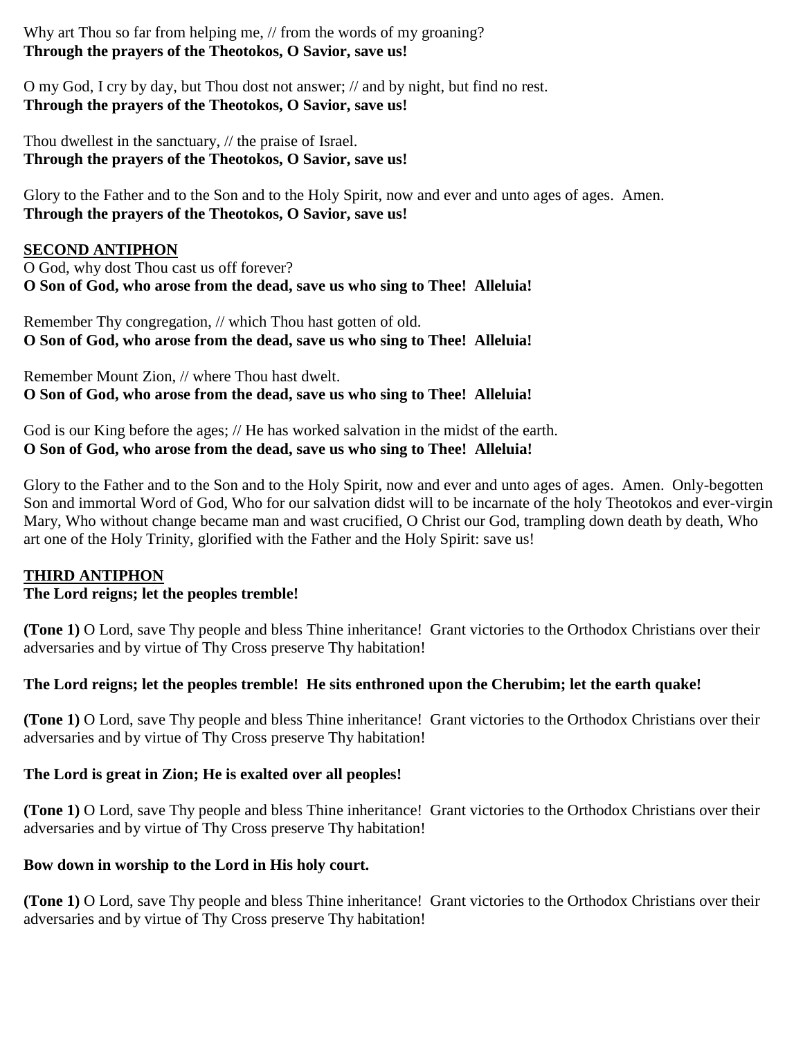Why art Thou so far from helping me, // from the words of my groaning?
**Through the prayers of the Theotokos, O Savior, save us!**

O my God, I cry by day, but Thou dost not answer; // and by night, but find no rest.
**Through the prayers of the Theotokos, O Savior, save us!**

Thou dwellest in the sanctuary, // the praise of Israel.
**Through the prayers of the Theotokos, O Savior, save us!**

Glory to the Father and to the Son and to the Holy Spirit, now and ever and unto ages of ages. Amen.
**Through the prayers of the Theotokos, O Savior, save us!**

**SECOND ANTIPHON**

O God, why dost Thou cast us off forever?
**O Son of God, who arose from the dead, save us who sing to Thee! Alleluia!**

Remember Thy congregation, // which Thou hast gotten of old.
**O Son of God, who arose from the dead, save us who sing to Thee! Alleluia!**

Remember Mount Zion, // where Thou hast dwelt.
**O Son of God, who arose from the dead, save us who sing to Thee! Alleluia!**

God is our King before the ages; // He has worked salvation in the midst of the earth.
**O Son of God, who arose from the dead, save us who sing to Thee! Alleluia!**

Glory to the Father and to the Son and to the Holy Spirit, now and ever and unto ages of ages. Amen. Only-begotten Son and immortal Word of God, Who for our salvation didst will to be incarnate of the holy Theotokos and ever-virgin Mary, Who without change became man and wast crucified, O Christ our God, trampling down death by death, Who art one of the Holy Trinity, glorified with the Father and the Holy Spirit: save us!

**THIRD ANTIPHON**

**The Lord reigns; let the peoples tremble!**

**(Tone 1)** O Lord, save Thy people and bless Thine inheritance! Grant victories to the Orthodox Christians over their adversaries and by virtue of Thy Cross preserve Thy habitation!

**The Lord reigns; let the peoples tremble! He sits enthroned upon the Cherubim; let the earth quake!**

**(Tone 1)** O Lord, save Thy people and bless Thine inheritance! Grant victories to the Orthodox Christians over their adversaries and by virtue of Thy Cross preserve Thy habitation!

**The Lord is great in Zion; He is exalted over all peoples!**

**(Tone 1)** O Lord, save Thy people and bless Thine inheritance! Grant victories to the Orthodox Christians over their adversaries and by virtue of Thy Cross preserve Thy habitation!

**Bow down in worship to the Lord in His holy court.**

**(Tone 1)** O Lord, save Thy people and bless Thine inheritance! Grant victories to the Orthodox Christians over their adversaries and by virtue of Thy Cross preserve Thy habitation!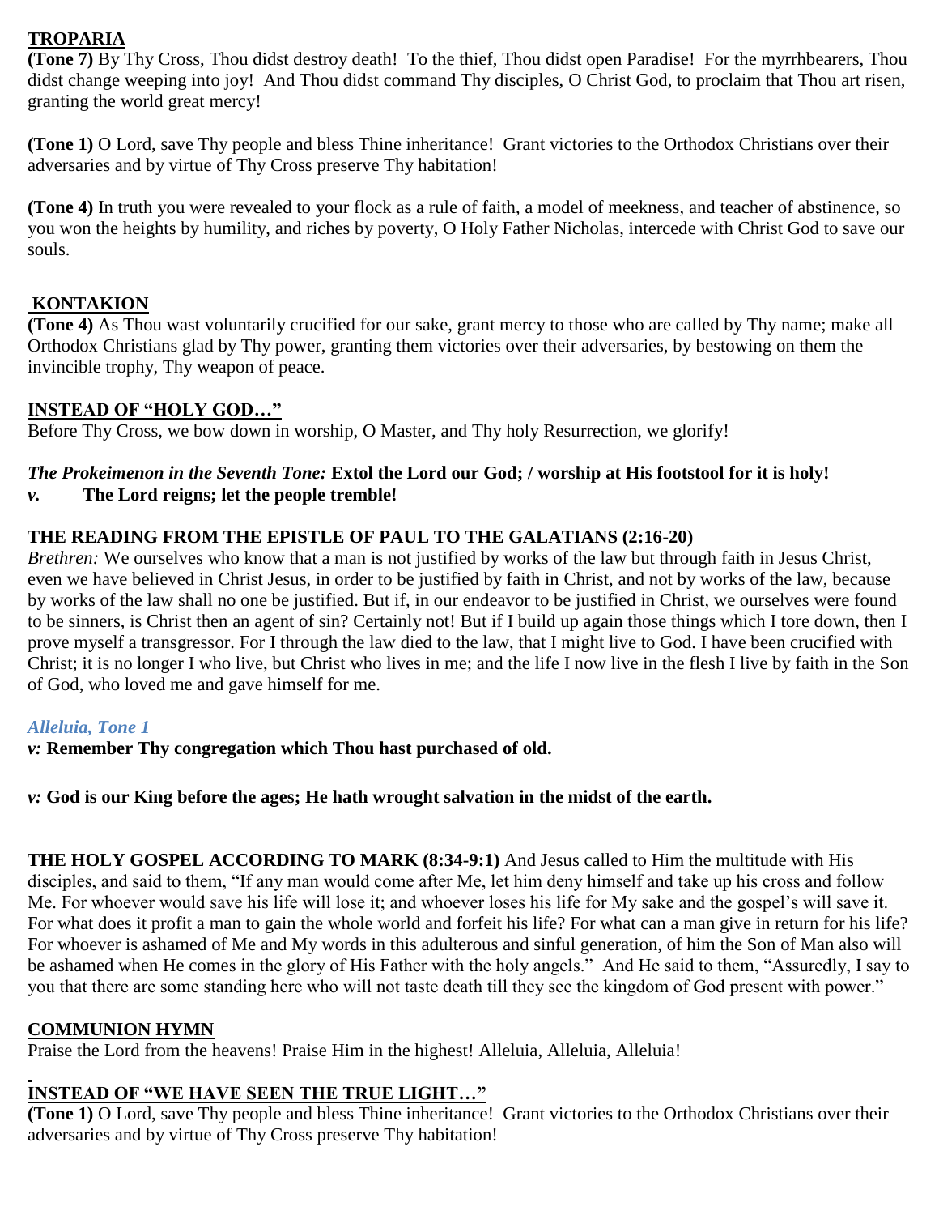## TROPARIA

**(Tone 7)** By Thy Cross, Thou didst destroy death! To the thief, Thou didst open Paradise! For the myrrhbearers, Thou didst change weeping into joy! And Thou didst command Thy disciples, O Christ God, to proclaim that Thou art risen, granting the world great mercy!

**(Tone 1)** O Lord, save Thy people and bless Thine inheritance! Grant victories to the Orthodox Christians over their adversaries and by virtue of Thy Cross preserve Thy habitation!

**(Tone 4)** In truth you were revealed to your flock as a rule of faith, a model of meekness, and teacher of abstinence, so you won the heights by humility, and riches by poverty, O Holy Father Nicholas, intercede with Christ God to save our souls.

## KONTAKION

**(Tone 4)** As Thou wast voluntarily crucified for our sake, grant mercy to those who are called by Thy name; make all Orthodox Christians glad by Thy power, granting them victories over their adversaries, by bestowing on them the invincible trophy, Thy weapon of peace.

## INSTEAD OF "HOLY GOD…"

Before Thy Cross, we bow down in worship, O Master, and Thy holy Resurrection, we glorify!

***The Prokeimenon in the Seventh Tone:*** **Extol the Lord our God; / worship at His footstool for it is holy!**
***v.*** **The Lord reigns; let the people tremble!**

**THE READING FROM THE EPISTLE OF PAUL TO THE GALATIANS (2:16-20)**

*Brethren:* We ourselves who know that a man is not justified by works of the law but through faith in Jesus Christ, even we have believed in Christ Jesus, in order to be justified by faith in Christ, and not by works of the law, because by works of the law shall no one be justified. But if, in our endeavor to be justified in Christ, we ourselves were found to be sinners, is Christ then an agent of sin? Certainly not! But if I build up again those things which I tore down, then I prove myself a transgressor. For I through the law died to the law, that I might live to God. I have been crucified with Christ; it is no longer I who live, but Christ who lives in me; and the life I now live in the flesh I live by faith in the Son of God, who loved me and gave himself for me.

*Alleluia, Tone 1*

*v:* **Remember Thy congregation which Thou hast purchased of old.**

*v:* **God is our King before the ages; He hath wrought salvation in the midst of the earth.**

**THE HOLY GOSPEL ACCORDING TO MARK (8:34-9:1)** And Jesus called to Him the multitude with His disciples, and said to them, "If any man would come after Me, let him deny himself and take up his cross and follow Me. For whoever would save his life will lose it; and whoever loses his life for My sake and the gospel's will save it. For what does it profit a man to gain the whole world and forfeit his life? For what can a man give in return for his life? For whoever is ashamed of Me and My words in this adulterous and sinful generation, of him the Son of Man also will be ashamed when He comes in the glory of His Father with the holy angels." And He said to them, "Assuredly, I say to you that there are some standing here who will not taste death till they see the kingdom of God present with power."

## COMMUNION HYMN

Praise the Lord from the heavens! Praise Him in the highest! Alleluia, Alleluia, Alleluia!

## INSTEAD OF "WE HAVE SEEN THE TRUE LIGHT…"

**(Tone 1)** O Lord, save Thy people and bless Thine inheritance! Grant victories to the Orthodox Christians over their adversaries and by virtue of Thy Cross preserve Thy habitation!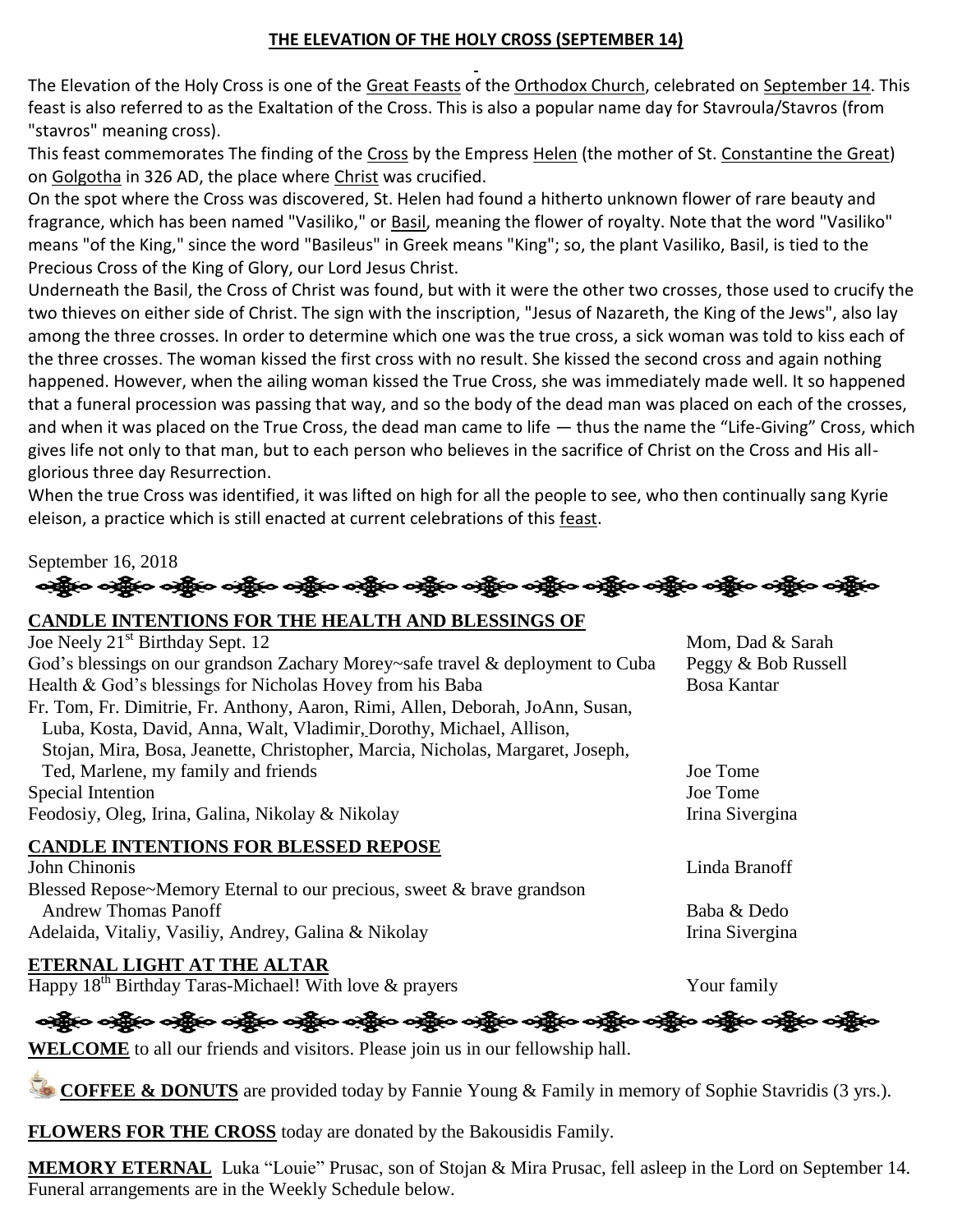## THE ELEVATION OF THE HOLY CROSS (SEPTEMBER 14)

The Elevation of the Holy Cross is one of the Great Feasts of the Orthodox Church, celebrated on September 14. This feast is also referred to as the Exaltation of the Cross. This is also a popular name day for Stavroula/Stavros (from "stavros" meaning cross).

This feast commemorates The finding of the Cross by the Empress Helen (the mother of St. Constantine the Great) on Golgotha in 326 AD, the place where Christ was crucified.

On the spot where the Cross was discovered, St. Helen had found a hitherto unknown flower of rare beauty and fragrance, which has been named "Vasiliko," or Basil, meaning the flower of royalty. Note that the word "Vasiliko" means "of the King," since the word "Basileus" in Greek means "King"; so, the plant Vasiliko, Basil, is tied to the Precious Cross of the King of Glory, our Lord Jesus Christ.

Underneath the Basil, the Cross of Christ was found, but with it were the other two crosses, those used to crucify the two thieves on either side of Christ. The sign with the inscription, "Jesus of Nazareth, the King of the Jews", also lay among the three crosses. In order to determine which one was the true cross, a sick woman was told to kiss each of the three crosses. The woman kissed the first cross with no result. She kissed the second cross and again nothing happened. However, when the ailing woman kissed the True Cross, she was immediately made well. It so happened that a funeral procession was passing that way, and so the body of the dead man was placed on each of the crosses, and when it was placed on the True Cross, the dead man came to life — thus the name the "Life-Giving" Cross, which gives life not only to that man, but to each person who believes in the sacrifice of Christ on the Cross and His all-glorious three day Resurrection.

When the true Cross was identified, it was lifted on high for all the people to see, who then continually sang Kyrie eleison, a practice which is still enacted at current celebrations of this feast.

September 16, 2018

### CANDLE INTENTIONS FOR THE HEALTH AND BLESSINGS OF

| | |
|---|---|
| Joe Neely 21st Birthday Sept. 12 | Mom, Dad & Sarah |
| God's blessings on our grandson Zachary Morey~safe travel & deployment to Cuba | Peggy & Bob Russell |
| Health & God's blessings for Nicholas Hovey from his Baba | Bosa Kantar |
| Fr. Tom, Fr. Dimitrie, Fr. Anthony, Aaron, Rimi, Allen, Deborah, JoAnn, Susan, Luba, Kosta, David, Anna, Walt, Vladimir, Dorothy, Michael, Allison, Stojan, Mira, Bosa, Jeanette, Christopher, Marcia, Nicholas, Margaret, Joseph, Ted, Marlene, my family and friends | Joe Tome |
| Special Intention | Joe Tome |
| Feodosiy, Oleg, Irina, Galina, Nikolay & Nikolay | Irina Sivergina |

### CANDLE INTENTIONS FOR BLESSED REPOSE

| | |
|---|---|
| John Chinonis | Linda Branoff |
| Blessed Repose~Memory Eternal to our precious, sweet & brave grandson Andrew Thomas Panoff | Baba & Dedo |
| Adelaida, Vitaliy, Vasiliy, Andrey, Galina & Nikolay | Irina Sivergina |

### ETERNAL LIGHT AT THE ALTAR

| | |
|---|---|
| Happy 18th Birthday Taras-Michael! With love & prayers | Your family |

**WELCOME** to all our friends and visitors. Please join us in our fellowship hall.

**COFFEE & DONUTS** are provided today by Fannie Young & Family in memory of Sophie Stavridis (3 yrs.).

**FLOWERS FOR THE CROSS** today are donated by the Bakousidis Family.

**MEMORY ETERNAL** Luka "Louie" Prusac, son of Stojan & Mira Prusac, fell asleep in the Lord on September 14. Funeral arrangements are in the Weekly Schedule below.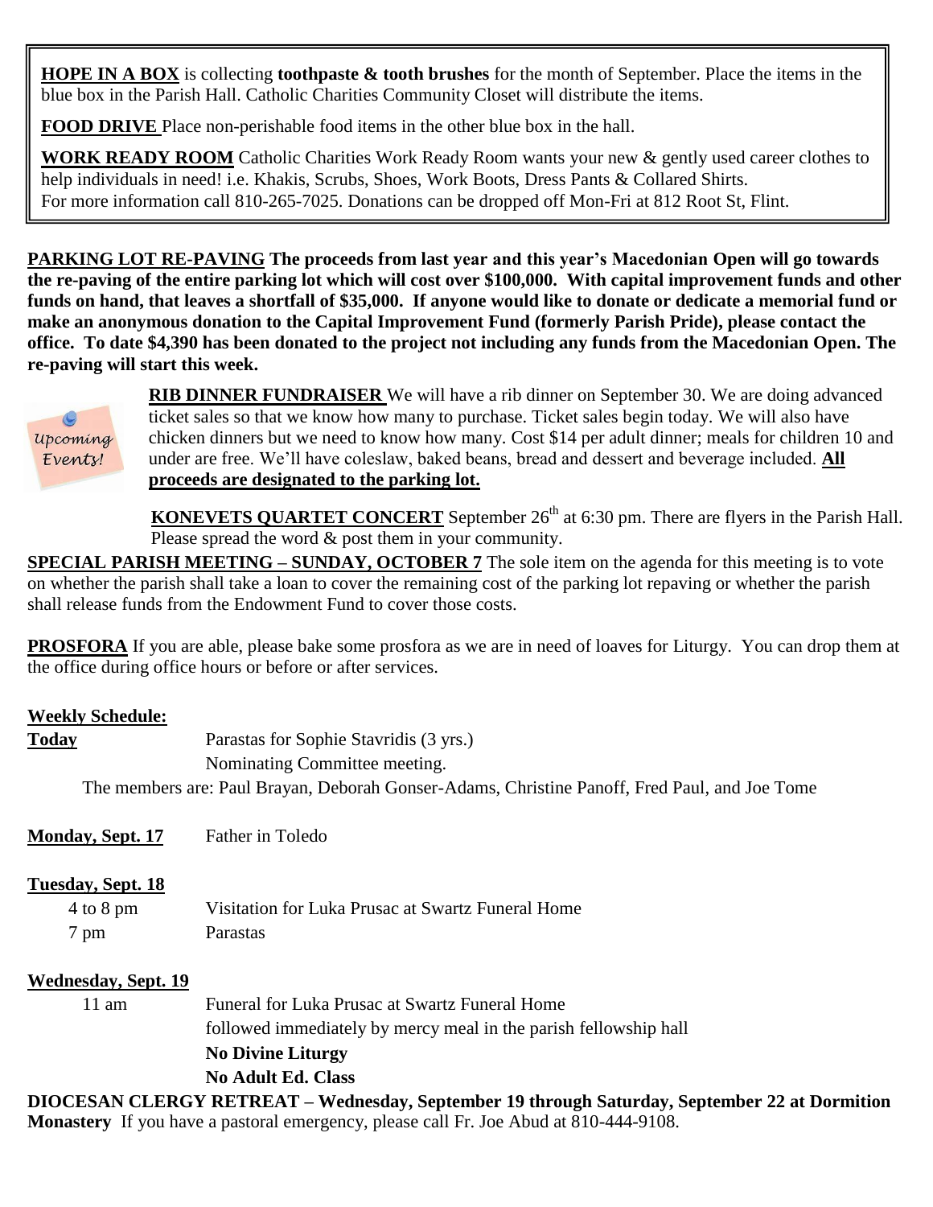**HOPE IN A BOX** is collecting **toothpaste & tooth brushes** for the month of September. Place the items in the blue box in the Parish Hall. Catholic Charities Community Closet will distribute the items.

**FOOD DRIVE** Place non-perishable food items in the other blue box in the hall.

**WORK READY ROOM** Catholic Charities Work Ready Room wants your new & gently used career clothes to help individuals in need! i.e. Khakis, Scrubs, Shoes, Work Boots, Dress Pants & Collared Shirts. For more information call 810-265-7025. Donations can be dropped off Mon-Fri at 812 Root St, Flint.

**PARKING LOT RE-PAVING The proceeds from last year and this year's Macedonian Open will go towards the re-paving of the entire parking lot which will cost over $100,000. With capital improvement funds and other funds on hand, that leaves a shortfall of $35,000. If anyone would like to donate or dedicate a memorial fund or make an anonymous donation to the Capital Improvement Fund (formerly Parish Pride), please contact the office. To date $4,390 has been donated to the project not including any funds from the Macedonian Open. The re-paving will start this week.**

*Upcoming Events!*

**RIB DINNER FUNDRAISER** We will have a rib dinner on September 30. We are doing advanced ticket sales so that we know how many to purchase. Ticket sales begin today. We will also have chicken dinners but we need to know how many. Cost $14 per adult dinner; meals for children 10 and under are free. We'll have coleslaw, baked beans, bread and dessert and beverage included. **All proceeds are designated to the parking lot.**

**KONEVETS QUARTET CONCERT** September 26th at 6:30 pm. There are flyers in the Parish Hall. Please spread the word & post them in your community.

**SPECIAL PARISH MEETING – SUNDAY, OCTOBER 7** The sole item on the agenda for this meeting is to vote on whether the parish shall take a loan to cover the remaining cost of the parking lot repaving or whether the parish shall release funds from the Endowment Fund to cover those costs.

**PROSFORA** If you are able, please bake some prosfora as we are in need of loaves for Liturgy. You can drop them at the office during office hours or before or after services.

**Weekly Schedule:**

**Today** Parastas for Sophie Stavridis (3 yrs.)
Nominating Committee meeting.
The members are: Paul Brayan, Deborah Gonser-Adams, Christine Panoff, Fred Paul, and Joe Tome

**Monday, Sept. 17** Father in Toledo

**Tuesday, Sept. 18**
4 to 8 pm Visitation for Luka Prusac at Swartz Funeral Home
7 pm Parastas

**Wednesday, Sept. 19**
11 am Funeral for Luka Prusac at Swartz Funeral Home
followed immediately by mercy meal in the parish fellowship hall
**No Divine Liturgy**
**No Adult Ed. Class**

**DIOCESAN CLERGY RETREAT – Wednesday, September 19 through Saturday, September 22 at Dormition Monastery** If you have a pastoral emergency, please call Fr. Joe Abud at 810-444-9108.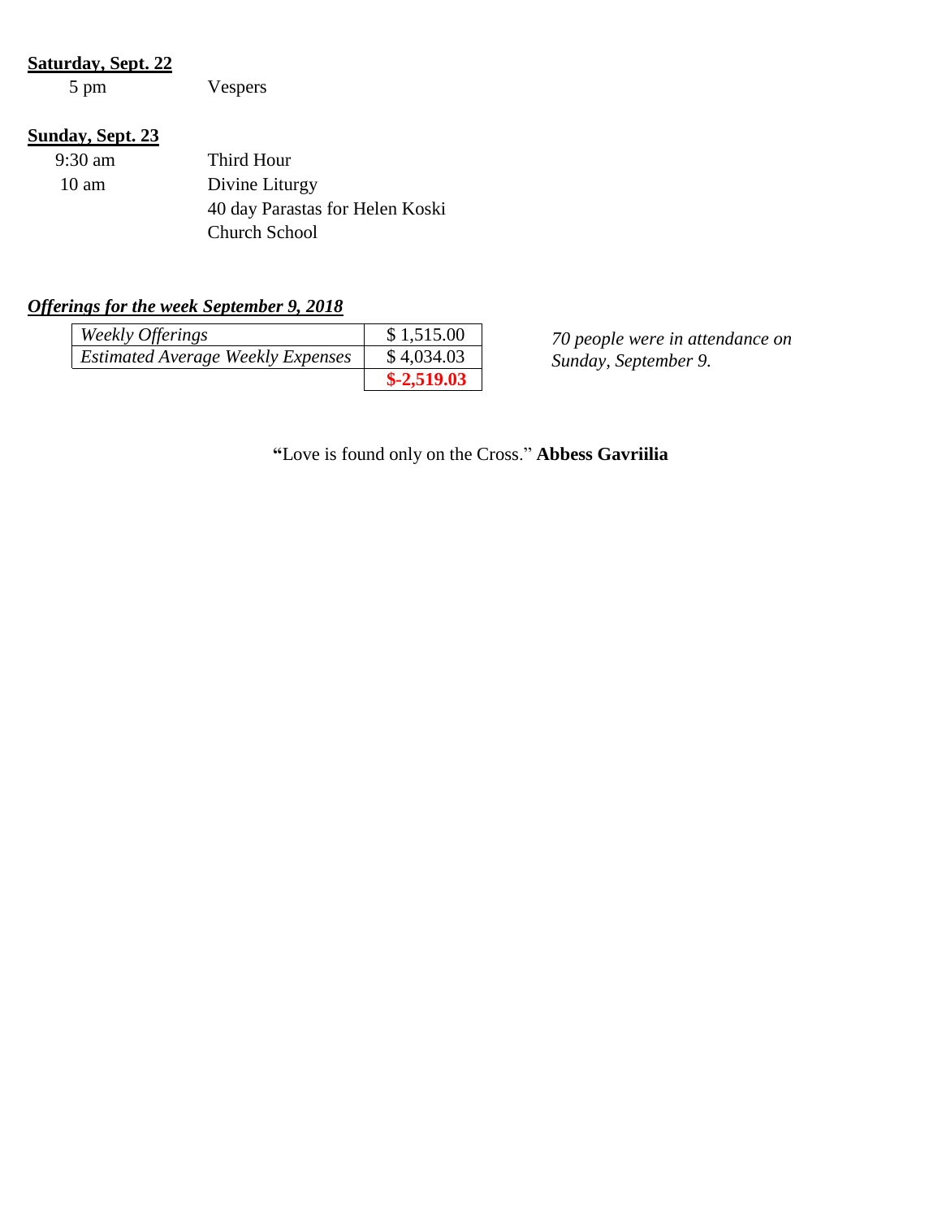**Saturday, Sept. 22**

5 pm Vespers

**Sunday, Sept. 23**

9:30 am Third Hour

10 am Divine Liturgy

40 day Parastas for Helen Koski

Church School

***Offerings for the week September 9, 2018***

| | |
|---|---|
| *Weekly Offerings* | $ 1,515.00 |
| *Estimated Average Weekly Expenses* | $ 4,034.03 |
| | **$-2,519.03** |

*70 people were in attendance on Sunday, September 9.*

**"**Love is found only on the Cross." **Abbess Gavriilia**